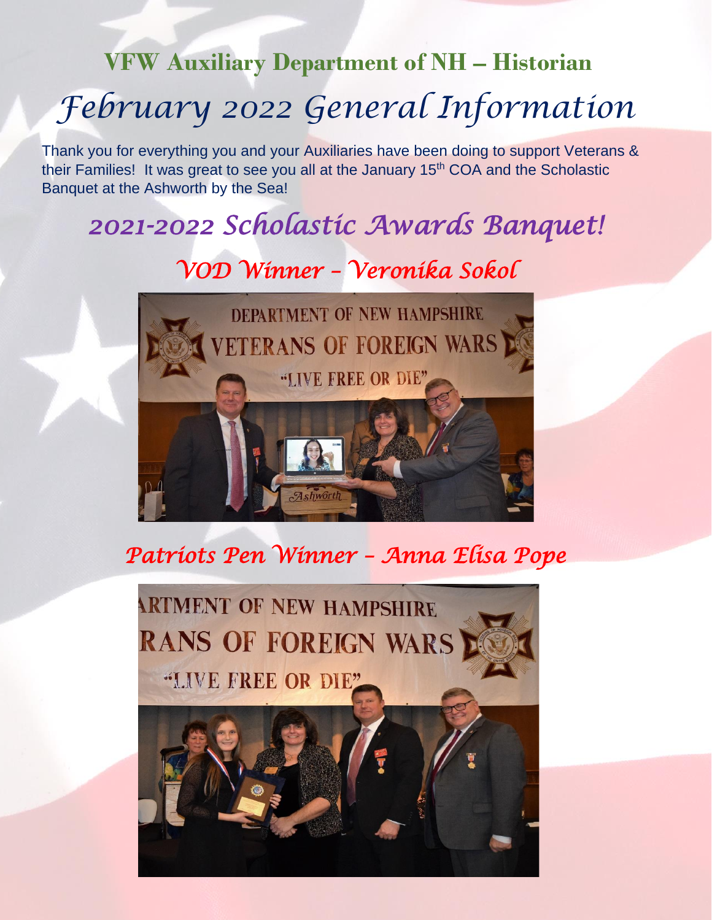# VFW Auxiliary Department of NH – Historian

# *February 2022 General Information*

Thank you for everything you and your Auxiliaries have been doing to support Veterans & their Families! It was great to see you all at the January 15th COA and the Scholastic Banquet at the Ashworth by the Sea!

## *2021-2022 Scholastic Awards Banquet!*

### *VOD Winner – Veronika Sokol*

### *Patriots Pen Winner – Anna Elisa Pope*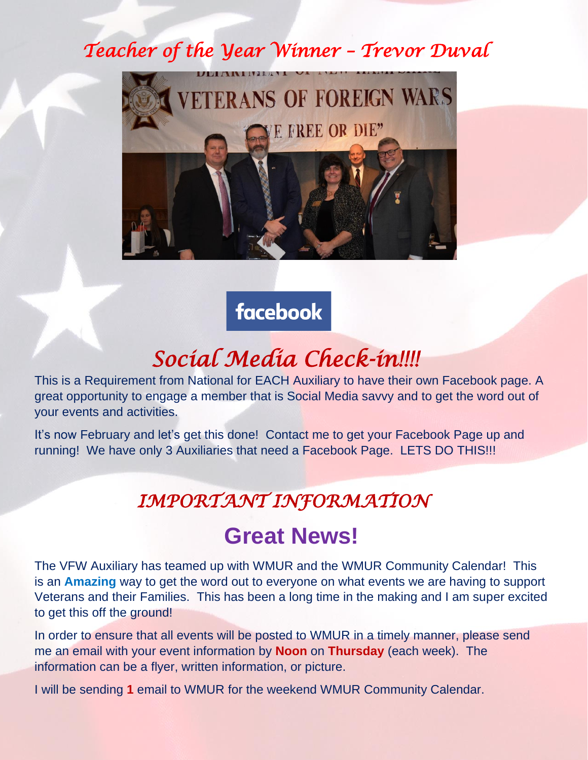## *Teacher of the Year Winner – Trevor Duval*

## *Social Media Check-in!!!!*

This is a Requirement from National for EACH Auxiliary to have their own Facebook page. A great opportunity to engage a member that is Social Media savvy and to get the word out of your events and activities.

It's now February and let's get this done! Contact me to get your Facebook Page up and running! We have only 3 Auxiliaries that need a Facebook Page. LETS DO THIS!!!

## *IMPORTANT INFORMATION*

## Great News!

The VFW Auxiliary has teamed up with WMUR and the WMUR Community Calendar! This is an **Amazing** way to get the word out to everyone on what events we are having to support Veterans and their Families. This has been a long time in the making and I am super excited to get this off the ground!

In order to ensure that all events will be posted to WMUR in a timely manner, please send me an email with your event information by **Noon** on **Thursday** (each week). The information can be a flyer, written information, or picture.

I will be sending **1** email to WMUR for the weekend WMUR Community Calendar.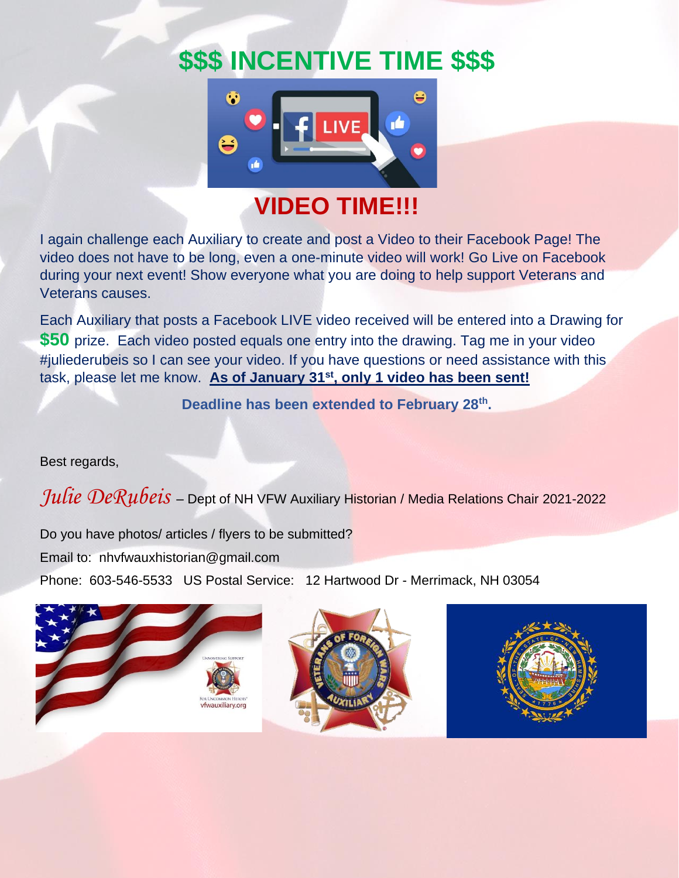# $$$ INCENTIVE TIME $$$

## VIDEO TIME!!!

I again challenge each Auxiliary to create and post a Video to their Facebook Page! The video does not have to be long, even a one-minute video will work! Go Live on Facebook during your next event! Show everyone what you are doing to help support Veterans and Veterans causes.

Each Auxiliary that posts a Facebook LIVE video received will be entered into a Drawing for **$50** prize. Each video posted equals one entry into the drawing. Tag me in your video #juliederubeis so I can see your video. If you have questions or need assistance with this task, please let me know. **As of January 31st, only 1 video has been sent!**

**Deadline has been extended to February 28th.**

Best regards,

*Julie DeRubeis* – Dept of NH VFW Auxiliary Historian / Media Relations Chair 2021-2022

Do you have photos/ articles / flyers to be submitted?

Email to: nhvfwauxhistorian@gmail.com

Phone: 603-546-5533 US Postal Service: 12 Hartwood Dr - Merrimack, NH 03054